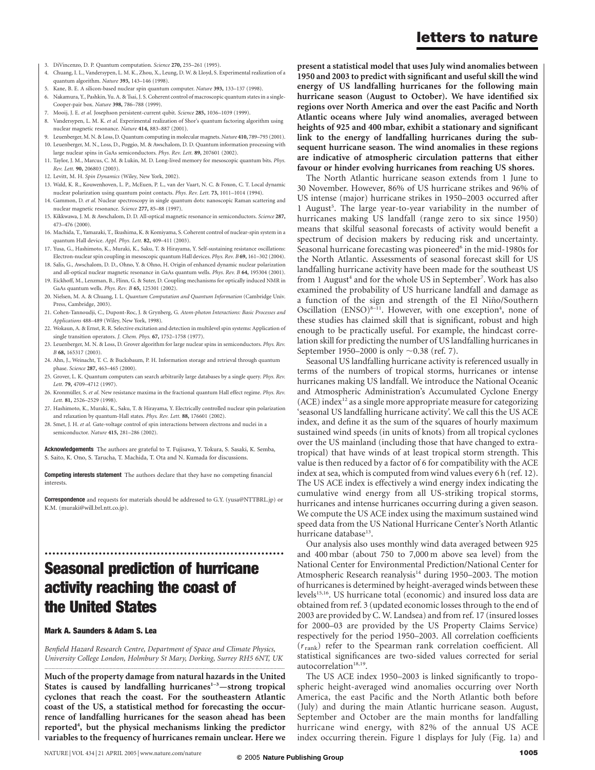3. DiVincenzo, D. P. Quantum computation. *Science* **270,** 255–261 (1995).
4. Chuang, I. L., Vandersypen, L. M. K., Zhou, X., Leung, D. W. & Lloyd, S. Experimental realization of a quantum algorithm. *Nature* **393,** 143–146 (1998).
5. Kane, B. E. A silicon-based nuclear spin quantum computer. *Nature* **393,** 133–137 (1998).
6. Nakamura, Y., Pashkin, Yu. A. & Tsai, J. S. Coherent control of macroscopic quantum states in a single-Cooper-pair box. *Nature* **398,** 786–788 (1999).
7. Mooij, J. E. *et al.* Josephson persistent-current qubit. *Science* **285,** 1036–1039 (1999).
8. Vandersypen, L. M. K. *et al.* Experimental realization of Shor's quantum factoring algorithm using nuclear magnetic resonance. *Nature* **414,** 883–887 (2001).
9. Leuenberger, M. N. & Loss, D. Quantum computing in molecular magnets. *Nature* **410,** 789–793 (2001).
10. Leuenberger, M. N., Loss, D., Poggio, M. & Awschalom, D. D. Quantum information processing with large nuclear spins in GaAs semiconductors. *Phys. Rev. Lett.* **89,** 207601 (2002).
11. Taylor, J. M., Marcus, C. M. & Lukin, M. D. Long-lived memory for mesoscopic quantum bits. *Phys. Rev. Lett.* **90,** 206803 (2003).
12. Levitt, M. H. *Spin Dynamics* (Wiley, New York, 2002).
13. Wald, K. R., Kouwenhoven, L. P., McEuen, P. L., van der Vaart, N. C. & Foxon, C. T. Local dynamic nuclear polarization using quantum point contacts. *Phys. Rev. Lett.* **73,** 1011–1014 (1994).
14. Gammon, D. *et al.* Nuclear spectroscopy in single quantum dots: nanoscopic Raman scattering and nuclear magnetic resonance. *Science* **277,** 85–88 (1997).
15. Kikkawa, J. M. & Awschalom, D. D. All-optical magnetic resonance in semiconductors. *Science* **287,** 473–476 (2000).
16. Machida, T., Yamazaki, T., Ikushima, K. & Komiyama, S. Coherent control of nuclear-spin system in a quantum Hall device. *Appl. Phys. Lett.* **82,** 409–411 (2003).
17. Yusa, G., Hashimoto, K., Muraki, K., Saku, T. & Hirayama, Y. Self-sustaining resistance oscillations: Electron-nuclear spin coupling in mesoscopic quantum Hall devices. *Phys. Rev. B* **69,** 161–302 (2004).
18. Salis, G., Awschalom, D. D., Ohno, Y. & Ohno, H. Origin of enhanced dynamic nuclear polarization and all-optical nuclear magnetic resonance in GaAs quantum wells. *Phys. Rev. B* **64,** 195304 (2001).
19. Eickhoff, M., Lenzman, B., Flinn, G. & Suter, D. Coupling mechanisms for optically induced NMR in GaAs quantum wells. *Phys. Rev. B* **65,** 125301 (2002).
20. Nielsen, M. A. & Chuang, I. L. *Quantum Computation and Quantum Information* (Cambridge Univ. Press, Cambridge, 2003).
21. Cohen-Tannoudji, C., Dupont-Roc, J. & Grynberg, G. *Atom-photon Interactions: Basic Processes and Applications* 488–489 (Wiley, New York, 1998).
22. Wokaun, A. & Ernst, R. R. Selective excitation and detection in multilevel spin systems: Application of single transition operators. *J. Chem. Phys.* **67,** 1752–1758 (1977).
23. Leuenberger, M. N. & Loss, D. Grover algorithm for large nuclear spins in semiconductors. *Phys. Rev. B* **68,** 165317 (2003).
24. Ahn, J., Weinacht, T. C. & Bucksbaum, P. H. Information storage and retrieval through quantum phase. *Science* **287,** 463–465 (2000).
25. Grover, L. K. Quantum computers can search arbitrarily large databases by a single query. *Phys. Rev. Lett.* **79,** 4709–4712 (1997).
26. Kronmüller, S. *et al.* New resistance maxima in the fractional quantum Hall effect regime. *Phys. Rev. Lett.* **81,** 2526–2529 (1998).
27. Hashimoto, K., Muraki, K., Saku, T. & Hirayama, Y. Electrically controlled nuclear spin polarization and relaxation by quantum-Hall states. *Phys. Rev. Lett.* **88,** 176601 (2002).
28. Smet, J. H. *et al.* Gate-voltage control of spin interactions between electrons and nuclei in a semiconductor. *Nature* **415,** 281–286 (2002).

**Acknowledgements** The authors are grateful to T. Fujisawa, Y. Tokura, S. Sasaki, K. Semba, S. Saito, K. Ono, S. Tarucha, T. Machida, T. Ota and N. Kumada for discussions.

**Competing interests statement** The authors declare that they have no competing financial interests.

**Correspondence** and requests for materials should be addressed to G.Y. (yusa@NTTBRL.jp) or K.M. (muraki@will.brl.ntt.co.jp).

# Seasonal prediction of hurricane activity reaching the coast of the United States

**Mark A. Saunders & Adam S. Lea**

*Benfield Hazard Research Centre, Department of Space and Climate Physics, University College London, Holmbury St Mary, Dorking, Surrey RH5 6NT, UK*

**Much of the property damage from natural hazards in the United States is caused by landfalling hurricanes[1–3]—strong tropical cyclones that reach the coast. For the southeastern Atlantic coast of the US, a statistical method for forecasting the occurrence of landfalling hurricanes for the season ahead has been reported[4], but the physical mechanisms linking the predictor variables to the frequency of hurricanes remain unclear. Here we present a statistical model that uses July wind anomalies between 1950 and 2003 to predict with significant and useful skill the wind energy of US landfalling hurricanes for the following main hurricane season (August to October). We have identified six regions over North America and over the east Pacific and North Atlantic oceans where July wind anomalies, averaged between heights of 925 and 400 mbar, exhibit a stationary and significant link to the energy of landfalling hurricanes during the subsequent hurricane season. The wind anomalies in these regions are indicative of atmospheric circulation patterns that either favour or hinder evolving hurricanes from reaching US shores.**

The North Atlantic hurricane season extends from 1 June to 30 November. However, 86% of US hurricane strikes and 96% of US intense (major) hurricane strikes in 1950–2003 occurred after 1 August[5]. The large year-to-year variability in the number of hurricanes making US landfall (range zero to six since 1950) means that skilful seasonal forecasts of activity would benefit a spectrum of decision makers by reducing risk and uncertainty. Seasonal hurricane forecasting was pioneered[6] in the mid-1980s for the North Atlantic. Assessments of seasonal forecast skill for US landfalling hurricane activity have been made for the southeast US from 1 August[4] and for the whole US in September[7]. Work has also examined the probability of US hurricane landfall and damage as a function of the sign and strength of the El Niño/Southern Oscillation (ENSO)[8–11]. However, with one exception[4], none of these studies has claimed skill that is significant, robust and high enough to be practically useful. For example, the hindcast correlation skill for predicting the number of US landfalling hurricanes in September 1950–2000 is only ~0.38 (ref. 7).

Seasonal US landfalling hurricane activity is referenced usually in terms of the numbers of tropical storms, hurricanes or intense hurricanes making US landfall. We introduce the National Oceanic and Atmospheric Administration's Accumulated Cyclone Energy (ACE) index[12] as a single more appropriate measure for categorizing 'seasonal US landfalling hurricane activity'. We call this the US ACE index, and define it as the sum of the squares of hourly maximum sustained wind speeds (in units of knots) from all tropical cyclones over the US mainland (including those that have changed to extra-tropical) that have winds of at least tropical storm strength. This value is then reduced by a factor of 6 for compatibility with the ACE index at sea, which is computed from wind values every 6 h (ref. 12). The US ACE index is effectively a wind energy index indicating the cumulative wind energy from all US-striking tropical storms, hurricanes and intense hurricanes occurring during a given season. We compute the US ACE index using the maximum sustained wind speed data from the US National Hurricane Center's North Atlantic hurricane database[13].

Our analysis also uses monthly wind data averaged between 925 and 400 mbar (about 750 to 7,000 m above sea level) from the National Center for Environmental Prediction/National Center for Atmospheric Research reanalysis[14] during 1950–2003. The motion of hurricanes is determined by height-averaged winds between these levels[15,16]. US hurricane total (economic) and insured loss data are obtained from ref. 3 (updated economic losses through to the end of 2003 are provided by C. W. Landsea) and from ref. 17 (insured losses for 2000–03 are provided by the US Property Claims Service) respectively for the period 1950–2003. All correlation coefficients ($r_{\text{rank}}$) refer to the Spearman rank correlation coefficient. All statistical significances are two-sided values corrected for serial autocorrelation[18,19].

The US ACE index 1950–2003 is linked significantly to tropospheric height-averaged wind anomalies occurring over North America, the east Pacific and the North Atlantic both before (July) and during the main Atlantic hurricane season. August, September and October are the main months for landfalling hurricane wind energy, with 82% of the annual US ACE index occurring therein. Figure 1 displays for July (Fig. 1a) and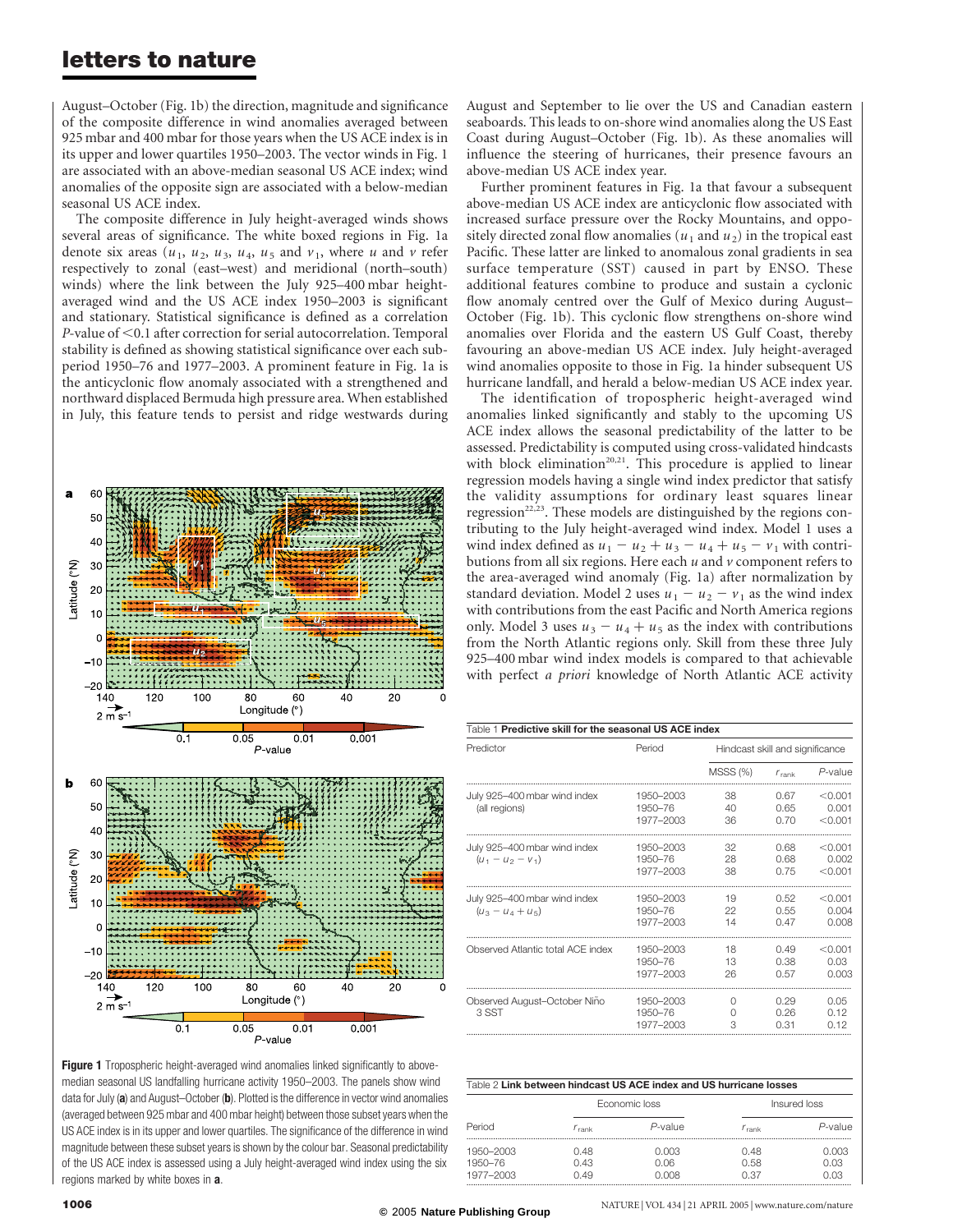August–October (Fig. 1b) the direction, magnitude and significance of the composite difference in wind anomalies averaged between 925 mbar and 400 mbar for those years when the US ACE index is in its upper and lower quartiles 1950–2003. The vector winds in Fig. 1 are associated with an above-median seasonal US ACE index; wind anomalies of the opposite sign are associated with a below-median seasonal US ACE index.

The composite difference in July height-averaged winds shows several areas of significance. The white boxed regions in Fig. 1a denote six areas ($u_1$, $u_2$, $u_3$, $u_4$, $u_5$ and $v_1$, where $u$ and $v$ refer respectively to zonal (east–west) and meridional (north–south) winds) where the link between the July 925–400 mbar height-averaged wind and the US ACE index 1950–2003 is significant and stationary. Statistical significance is defined as a correlation $P$-value of $<0.1$ after correction for serial autocorrelation. Temporal stability is defined as showing statistical significance over each subperiod 1950–76 and 1977–2003. A prominent feature in Fig. 1a is the anticyclonic flow anomaly associated with a strengthened and northward displaced Bermuda high pressure area. When established in July, this feature tends to persist and ridge westwards during August and September to lie over the US and Canadian eastern seaboards. This leads to on-shore wind anomalies along the US East Coast during August–October (Fig. 1b). As these anomalies will influence the steering of hurricanes, their presence favours an above-median US ACE index year.

Further prominent features in Fig. 1a that favour a subsequent above-median US ACE index are anticyclonic flow associated with increased surface pressure over the Rocky Mountains, and oppositely directed zonal flow anomalies ($u_1$ and $u_2$) in the tropical east Pacific. These latter are linked to anomalous zonal gradients in sea surface temperature (SST) caused in part by ENSO. These additional features combine to produce and sustain a cyclonic flow anomaly centred over the Gulf of Mexico during August–October (Fig. 1b). This cyclonic flow strengthens on-shore wind anomalies over Florida and the eastern US Gulf Coast, thereby favouring an above-median US ACE index. July height-averaged wind anomalies opposite to those in Fig. 1a hinder subsequent US hurricane landfall, and herald a below-median US ACE index year.

The identification of tropospheric height-averaged wind anomalies linked significantly and stably to the upcoming US ACE index allows the seasonal predictability of the latter to be assessed. Predictability is computed using cross-validated hindcasts with block elimination[20,21]. This procedure is applied to linear regression models having a single wind index predictor that satisfy the validity assumptions for ordinary least squares linear regression[22,23]. These models are distinguished by the regions contributing to the July height-averaged wind index. Model 1 uses a wind index defined as $u_1 - u_2 + u_3 - u_4 + u_5 - v_1$ with contributions from all six regions. Here each $u$ and $v$ component refers to the area-averaged wind anomaly (Fig. 1a) after normalization by standard deviation. Model 2 uses $u_1 - u_2 - v_1$ as the wind index with contributions from the east Pacific and North America regions only. Model 3 uses $u_3 - u_4 + u_5$ as the index with contributions from the North Atlantic regions only. Skill from these three July 925–400 mbar wind index models is compared to that achievable with perfect *a priori* knowledge of North Atlantic ACE activity

**Figure 1** Tropospheric height-averaged wind anomalies linked significantly to above-median seasonal US landfalling hurricane activity 1950–2003. The panels show wind data for July (**a**) and August–October (**b**). Plotted is the difference in vector wind anomalies (averaged between 925 mbar and 400 mbar height) between those subset years when the US ACE index is in its upper and lower quartiles. The significance of the difference in wind magnitude between these subset years is shown by the colour bar. Seasonal predictability of the US ACE index is assessed using a July height-averaged wind index using the six regions marked by white boxes in **a**.

Table 1 **Predictive skill for the seasonal US ACE index**

| Predictor | Period | Hindcast skill and significance | | |
|---|---|---|---|---|
| | | MSSS (%) | $r_{rank}$ | $P$-value |
| July 925–400 mbar wind index (all regions) | 1950–2003 | 38 | 0.67 | <0.001 |
| | 1950–76 | 40 | 0.65 | 0.001 |
| | 1977–2003 | 36 | 0.70 | <0.001 |
| July 925–400 mbar wind index ($u_1 - u_2 - v_1$) | 1950–2003 | 32 | 0.68 | <0.001 |
| | 1950–76 | 28 | 0.68 | 0.002 |
| | 1977–2003 | 38 | 0.75 | <0.001 |
| July 925–400 mbar wind index ($u_3 - u_4 + u_5$) | 1950–2003 | 19 | 0.52 | <0.001 |
| | 1950–76 | 22 | 0.55 | 0.004 |
| | 1977–2003 | 14 | 0.47 | 0.008 |
| Observed Atlantic total ACE index | 1950–2003 | 18 | 0.49 | <0.001 |
| | 1950–76 | 13 | 0.38 | 0.03 |
| | 1977–2003 | 26 | 0.57 | 0.003 |
| Observed August–October Niño 3 SST | 1950–2003 | 0 | 0.29 | 0.05 |
| | 1950–76 | 0 | 0.26 | 0.12 |
| | 1977–2003 | 3 | 0.31 | 0.12 |

Table 2 **Link between hindcast US ACE index and US hurricane losses**

| Period | Economic loss | | Insured loss | |
|---|---|---|---|---|
| | $r_{rank}$ | $P$-value | $r_{rank}$ | $P$-value |
| 1950–2003 | 0.48 | 0.003 | 0.48 | 0.003 |
| 1950–76 | 0.43 | 0.06 | 0.58 | 0.03 |
| 1977–2003 | 0.49 | 0.008 | 0.37 | 0.03 |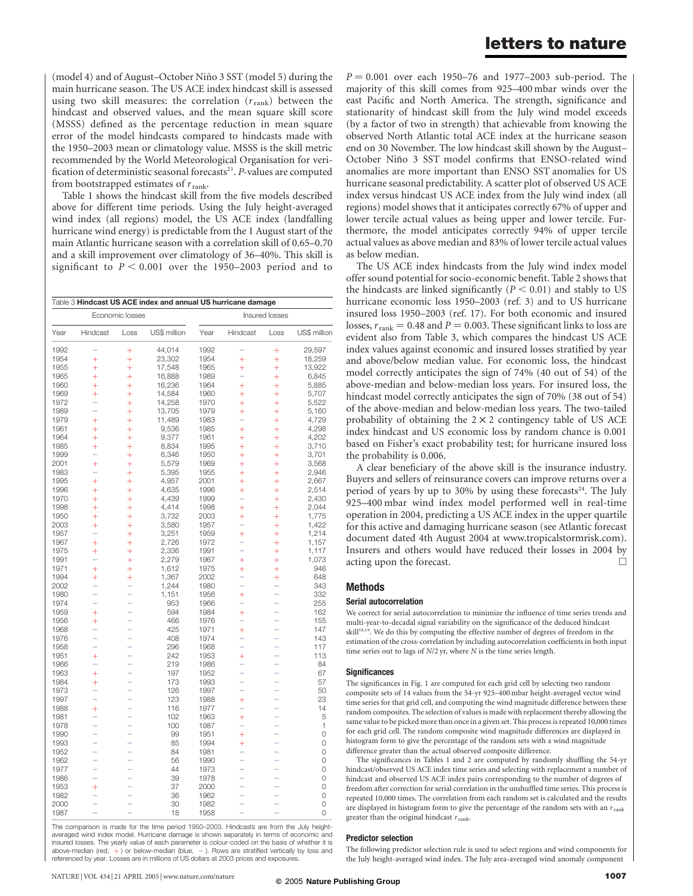(model 4) and of August–October Niño 3 SST (model 5) during the main hurricane season. The US ACE index hindcast skill is assessed using two skill measures: the correlation ($r_{\mathrm{rank}}$) between the hindcast and observed values, and the mean square skill score (MSSS) defined as the percentage reduction in mean square error of the model hindcasts compared to hindcasts made with the 1950–2003 mean or climatology value. MSSS is the skill metric recommended by the World Meteorological Organisation for verification of deterministic seasonal forecasts[21]. *P*-values are computed from bootstrapped estimates of $r_{\mathrm{rank}}$.

Table 1 shows the hindcast skill from the five models described above for different time periods. Using the July height-averaged wind index (all regions) model, the US ACE index (landfalling hurricane wind energy) is predictable from the 1 August start of the main Atlantic hurricane season with a correlation skill of 0.65–0.70 and a skill improvement over climatology of 36–40%. This skill is significant to $P < 0.001$ over the 1950–2003 period and to $P = 0.001$ over each 1950–76 and 1977–2003 sub-period. The majority of this skill comes from 925–400 mbar winds over the east Pacific and North America. The strength, significance and stationarity of hindcast skill from the July wind model exceeds (by a factor of two in strength) that achievable from knowing the observed North Atlantic total ACE index at the hurricane season end on 30 November. The low hindcast skill shown by the August–October Niño 3 SST model confirms that ENSO-related wind anomalies are more important than ENSO SST anomalies for US hurricane seasonal predictability. A scatter plot of observed US ACE index versus hindcast US ACE index from the July wind index (all regions) model shows that it anticipates correctly 67% of upper and lower tercile actual values as being upper and lower tercile. Furthermore, the model anticipates correctly 94% of upper tercile actual values as above median and 83% of lower tercile actual values as below median.

The US ACE index hindcasts from the July wind index model offer sound potential for socio-economic benefit. Table 2 shows that the hindcasts are linked significantly ($P < 0.01$) and stably to US hurricane economic loss 1950–2003 (ref. 3) and to US hurricane insured loss 1950–2003 (ref. 17). For both economic and insured losses, $r_{\mathrm{rank}} = 0.48$ and $P = 0.003$. These significant links to loss are evident also from Table 3, which compares the hindcast US ACE index values against economic and insured losses stratified by year and above/below median value. For economic loss, the hindcast model correctly anticipates the sign of 74% (40 out of 54) of the above-median and below-median loss years. For insured loss, the hindcast model correctly anticipates the sign of 70% (38 out of 54) of the above-median and below-median loss years. The two-tailed probability of obtaining the $2 \times 2$ contingency table of US ACE index hindcast and US economic loss by random chance is 0.001 based on Fisher's exact probability test; for hurricane insured loss the probability is 0.006.

A clear beneficiary of the above skill is the insurance industry. Buyers and sellers of reinsurance covers can improve returns over a period of years by up to 30% by using these forecasts[24]. The July 925–400 mbar wind index model performed well in real-time operation in 2004, predicting a US ACE index in the upper quartile for this active and damaging hurricane season (see Atlantic forecast document dated 4th August 2004 at www.tropicalstormrisk.com). Insurers and others would have reduced their losses in 2004 by acting upon the forecast. □

**Table 3 Hindcast US ACE index and annual US hurricane damage**

| Economic losses | | | | Insured losses | | | |
|---|---|---|---|---|---|---|---|
| Year | Hindcast | Loss | US$ million | Year | Hindcast | Loss | US$ million |
| 1992 | − | + | 44,014 | 1992 | − | + | 29,597 |
| 1954 | + | + | 23,302 | 1954 | + | + | 18,259 |
| 1955 | + | + | 17,548 | 1965 | + | + | 13,922 |
| 1965 | + | + | 16,888 | 1989 | − | + | 6,845 |
| 1960 | + | + | 16,236 | 1964 | + | + | 5,885 |
| 1969 | + | + | 14,584 | 1960 | + | + | 5,707 |
| 1972 | − | + | 14,258 | 1970 | + | + | 5,522 |
| 1989 | − | + | 13,705 | 1979 | + | + | 5,160 |
| 1979 | + | + | 11,489 | 1983 | − | + | 4,729 |
| 1961 | + | + | 9,536 | 1985 | + | + | 4,298 |
| 1964 | + | + | 9,377 | 1961 | + | + | 4,202 |
| 1985 | + | + | 8,834 | 1995 | + | + | 3,710 |
| 1999 | − | + | 6,346 | 1950 | + | + | 3,701 |
| 2001 | + | + | 5,579 | 1969 | + | + | 3,568 |
| 1983 | − | + | 5,395 | 1955 | + | + | 2,946 |
| 1995 | + | + | 4,957 | 2001 | + | + | 2,667 |
| 1996 | + | + | 4,635 | 1996 | + | + | 2,514 |
| 1970 | + | + | 4,439 | 1999 | − | + | 2,430 |
| 1998 | + | + | 4,414 | 1998 | + | + | 2,044 |
| 1950 | + | + | 3,732 | 2003 | + | + | 1,775 |
| 2003 | + | + | 3,580 | 1957 | − | + | 1,422 |
| 1957 | − | + | 3,251 | 1959 | + | + | 1,214 |
| 1967 | + | + | 2,726 | 1972 | − | + | 1,157 |
| 1975 | + | + | 2,336 | 1991 | − | + | 1,117 |
| 1991 | − | + | 2,279 | 1967 | + | + | 1,073 |
| 1971 | + | + | 1,612 | 1975 | + | + | 946 |
| 1994 | + | + | 1,367 | 2002 | − | + | 648 |
| 2002 | − | − | 1,244 | 1980 | − | − | 343 |
| 1980 | − | − | 1,151 | 1956 | + | − | 332 |
| 1974 | − | − | 953 | 1966 | − | − | 255 |
| 1959 | + | − | 594 | 1984 | + | − | 162 |
| 1956 | + | − | 466 | 1976 | − | − | 155 |
| 1968 | − | − | 425 | 1971 | + | − | 147 |
| 1976 | − | − | 408 | 1974 | − | − | 143 |
| 1958 | − | − | 296 | 1968 | − | − | 117 |
| 1951 | + | − | 242 | 1953 | + | − | 113 |
| 1966 | − | − | 219 | 1986 | − | − | 84 |
| 1963 | + | − | 197 | 1952 | − | − | 67 |
| 1984 | + | − | 173 | 1993 | − | − | 57 |
| 1973 | − | − | 126 | 1997 | − | − | 50 |
| 1997 | − | − | 123 | 1988 | + | − | 23 |
| 1988 | + | − | 116 | 1977 | − | − | 14 |
| 1981 | − | − | 102 | 1963 | + | − | 5 |
| 1978 | − | − | 100 | 1987 | − | − | 1 |
| 1990 | − | − | 99 | 1951 | + | − | 0 |
| 1993 | − | − | 85 | 1994 | + | − | 0 |
| 1952 | − | − | 84 | 1981 | − | − | 0 |
| 1962 | − | − | 56 | 1990 | − | − | 0 |
| 1977 | − | − | 44 | 1973 | − | − | 0 |
| 1986 | − | − | 39 | 1978 | − | − | 0 |
| 1953 | + | − | 37 | 2000 | − | − | 0 |
| 1982 | − | − | 36 | 1962 | − | − | 0 |
| 2000 | − | − | 30 | 1982 | − | − | 0 |
| 1987 | − | − | 18 | 1958 | − | − | 0 |

The comparison is made for the time period 1950–2003. Hindcasts are from the July height-averaged wind index model. Hurricane damage is shown separately in terms of economic and insured losses. The yearly value of each parameter is colour-coded on the basis of whether it is above-median (red, +) or below-median (blue, −). Rows are stratified vertically by loss and referenced by year. Losses are in millions of US dollars at 2003 prices and exposures.

## Methods

### Serial autocorrelation

We correct for serial autocorrelation to minimize the influence of time series trends and multi-year-to-decadal signal variability on the significance of the deduced hindcast skill[18,19]. We do this by computing the effective number of degrees of freedom in the estimation of the cross-correlation by including autocorrelation coefficients in both input time series out to lags of $N/2$ yr, where $N$ is the time series length.

### Significances

The significances in Fig. 1 are computed for each grid cell by selecting two random composite sets of 14 values from the 54-yr 925–400 mbar height-averaged vector wind time series for that grid cell, and computing the wind magnitude difference between these random composites. The selection of values is made with replacement thereby allowing the same value to be picked more than once in a given set. This process is repeated 10,000 times for each grid cell. The random composite wind magnitude differences are displayed in histogram form to give the percentage of the random sets with a wind magnitude difference greater than the actual observed composite difference.

The significances in Tables 1 and 2 are computed by randomly shuffling the 54-yr hindcast/observed US ACE index time series and selecting with replacement a number of hindcast and observed US ACE index pairs corresponding to the number of degrees of freedom after correction for serial correlation in the unshuffled time series. This process is repeated 10,000 times. The correlation from each random set is calculated and the results are displayed in histogram form to give the percentage of the random sets with an $r_{\mathrm{rank}}$ greater than the original hindcast $r_{\mathrm{rank}}$.

### Predictor selection

The following predictor selection rule is used to select regions and wind components for the July height-averaged wind index. The July area-averaged wind anomaly component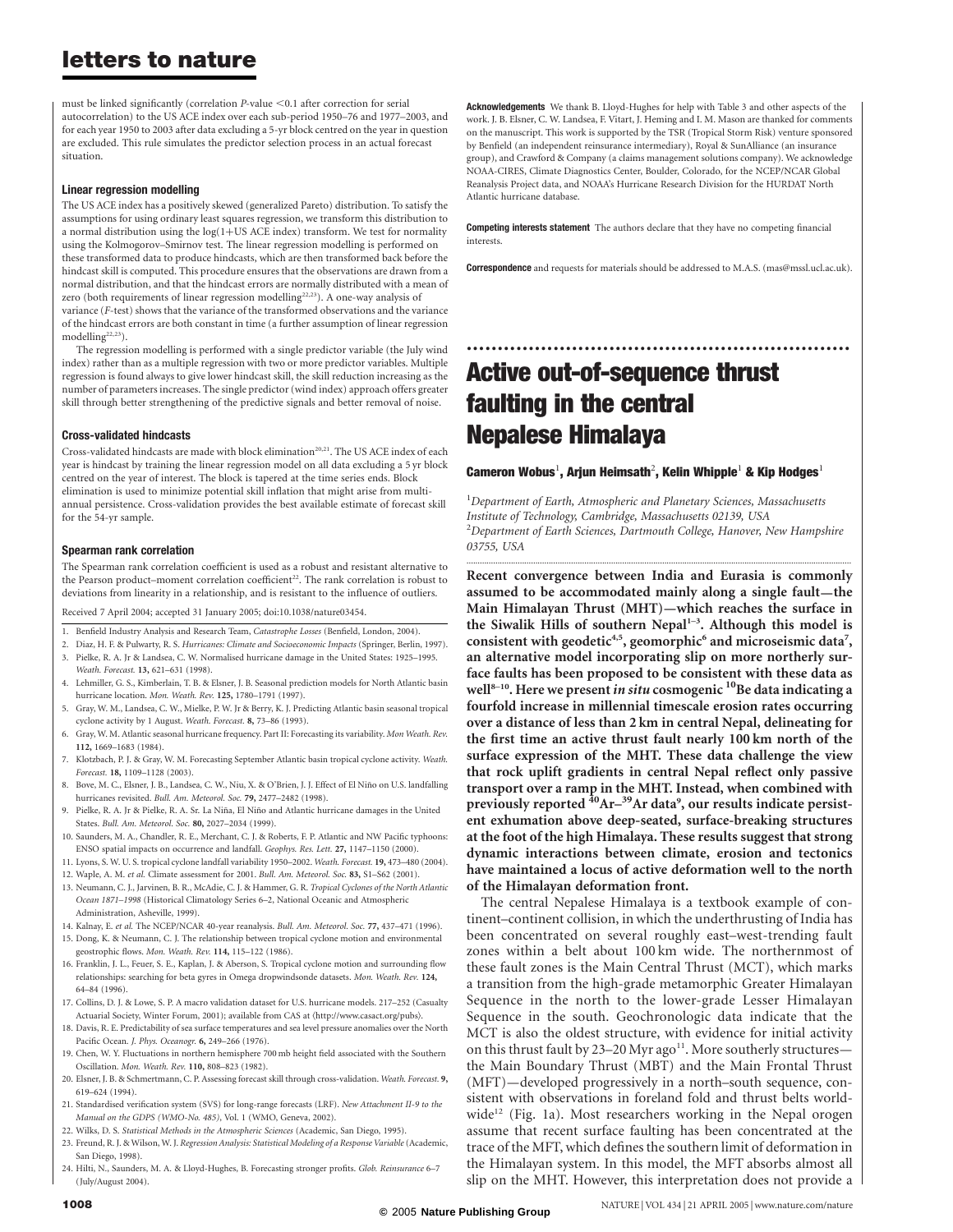must be linked significantly (correlation $P$-value $<0.1$ after correction for serial autocorrelation) to the US ACE index over each sub-period 1950–76 and 1977–2003, and for each year 1950 to 2003 after data excluding a 5-yr block centred on the year in question are excluded. This rule simulates the predictor selection process in an actual forecast situation.

### Linear regression modelling

The US ACE index has a positively skewed (generalized Pareto) distribution. To satisfy the assumptions for using ordinary least squares regression, we transform this distribution to a normal distribution using the log(1+US ACE index) transform. We test for normality using the Kolmogorov–Smirnov test. The linear regression modelling is performed on these transformed data to produce hindcasts, which are then transformed back before the hindcast skill is computed. This procedure ensures that the observations are drawn from a normal distribution, and that the hindcast errors are normally distributed with a mean of zero (both requirements of linear regression modelling[22,23]). A one-way analysis of variance ($F$-test) shows that the variance of the transformed observations and the variance of the hindcast errors are both constant in time (a further assumption of linear regression modelling[22,23]).

The regression modelling is performed with a single predictor variable (the July wind index) rather than as a multiple regression with two or more predictor variables. Multiple regression is found always to give lower hindcast skill, the skill reduction increasing as the number of parameters increases. The single predictor (wind index) approach offers greater skill through better strengthening of the predictive signals and better removal of noise.

### Cross-validated hindcasts

Cross-validated hindcasts are made with block elimination[20,21]. The US ACE index of each year is hindcast by training the linear regression model on all data excluding a 5 yr block centred on the year of interest. The block is tapered at the time series ends. Block elimination is used to minimize potential skill inflation that might arise from multi-annual persistence. Cross-validation provides the best available estimate of forecast skill for the 54-yr sample.

### Spearman rank correlation

The Spearman rank correlation coefficient is used as a robust and resistant alternative to the Pearson product–moment correlation coefficient[22]. The rank correlation is robust to deviations from linearity in a relationship, and is resistant to the influence of outliers.

Received 7 April 2004; accepted 31 January 2005; doi:10.1038/nature03454.

1. Benfield Industry Analysis and Research Team, *Catastrophe Losses* (Benfield, London, 2004).
2. Diaz, H. F. & Pulwarty, R. S. *Hurricanes: Climate and Socioeconomic Impacts* (Springer, Berlin, 1997).
3. Pielke, R. A. Jr & Landsea, C. W. Normalised hurricane damage in the United States: 1925–1995. *Weath. Forecast.* **13,** 621–631 (1998).
4. Lehmiller, G. S., Kimberlain, T. B. & Elsner, J. B. Seasonal prediction models for North Atlantic basin hurricane location. *Mon. Weath. Rev.* **125,** 1780–1791 (1997).
5. Gray, W. M., Landsea, C. W., Mielke, P. W. Jr & Berry, K. J. Predicting Atlantic basin seasonal tropical cyclone activity by 1 August. *Weath. Forecast.* **8,** 73–86 (1993).
6. Gray, W. M. Atlantic seasonal hurricane frequency. Part II: Forecasting its variability. *Mon Weath. Rev.* **112,** 1669–1683 (1984).
7. Klotzbach, P. J. & Gray, W. M. Forecasting September Atlantic basin tropical cyclone activity. *Weath. Forecast.* **18,** 1109–1128 (2003).
8. Bove, M. C., Elsner, J. B., Landsea, C. W., Niu, X. & O'Brien, J. J. Effect of El Niño on U.S. landfalling hurricanes revisited. *Bull. Am. Meteorol. Soc.* **79,** 2477–2482 (1998).
9. Pielke, R. A. Jr & Pielke, R. A. Sr. La Niña, El Niño and Atlantic hurricane damages in the United States. *Bull. Am. Meteorol. Soc.* **80,** 2027–2034 (1999).
10. Saunders, M. A., Chandler, R. E., Merchant, C. J. & Roberts, F. P. Atlantic and NW Pacific typhoons: ENSO spatial impacts on occurrence and landfall. *Geophys. Res. Lett.* **27,** 1147–1150 (2000).
11. Lyons, S. W. U. S. tropical cyclone landfall variability 1950–2002. *Weath. Forecast.* **19,** 473–480 (2004).
12. Waple, A. M. *et al.* Climate assessment for 2001. *Bull. Am. Meteorol. Soc.* **83,** S1–S62 (2001).
13. Neumann, C. J., Jarvinen, B. R., McAdie, C. J. & Hammer, G. R. *Tropical Cyclones of the North Atlantic Ocean 1871–1998* (Historical Climatology Series 6–2, National Oceanic and Atmospheric Administration, Asheville, 1999).
14. Kalnay, E. *et al.* The NCEP/NCAR 40-year reanalysis. *Bull. Am. Meteorol. Soc.* **77,** 437–471 (1996).
15. Dong, K. & Neumann, C. J. The relationship between tropical cyclone motion and environmental geostrophic flows. *Mon. Weath. Rev.* **114,** 115–122 (1986).
16. Franklin, J. L., Feuer, S. E., Kaplan, J. & Aberson, S. Tropical cyclone motion and surrounding flow relationships: searching for beta gyres in Omega dropwindsonde datasets. *Mon. Weath. Rev.* **124,** 64–84 (1996).
17. Collins, D. J. & Lowe, S. P. A macro validation dataset for U.S. hurricane models. 217–252 (Casualty Actuarial Society, Winter Forum, 2001); available from CAS at ⟨http://www.casact.org/pubs⟩.
18. Davis, R. E. Predictability of sea surface temperatures and sea level pressure anomalies over the North Pacific Ocean. *J. Phys. Oceanogr.* **6,** 249–266 (1976).
19. Chen, W. Y. Fluctuations in northern hemisphere 700 mb height field associated with the Southern Oscillation. *Mon. Weath. Rev.* **110,** 808–823 (1982).
20. Elsner, J. B. & Schmertmann, C. P. Assessing forecast skill through cross-validation. *Weath. Forecast.* **9,** 619–624 (1994).
21. Standardised verification system (SVS) for long-range forecasts (LRF). *New Attachment II-9 to the Manual on the GDPS (WMO-No. 485)*, Vol. 1 (WMO, Geneva, 2002).
22. Wilks, D. S. *Statistical Methods in the Atmospheric Sciences* (Academic, San Diego, 1995).
23. Freund, R. J. & Wilson, W. J. *Regression Analysis: Statistical Modeling of a Response Variable* (Academic, San Diego, 1998).
24. Hilti, N., Saunders, M. A. & Lloyd-Hughes, B. Forecasting stronger profits. *Glob. Reinsurance* 6–7 (July/August 2004).

**Acknowledgements** We thank B. Lloyd-Hughes for help with Table 3 and other aspects of the work. J. B. Elsner, C. W. Landsea, F. Vitart, J. Heming and I. M. Mason are thanked for comments on the manuscript. This work is supported by the TSR (Tropical Storm Risk) venture sponsored by Benfield (an independent reinsurance intermediary), Royal & SunAlliance (an insurance group), and Crawford & Company (a claims management solutions company). We acknowledge NOAA-CIRES, Climate Diagnostics Center, Boulder, Colorado, for the NCEP/NCAR Global Reanalysis Project data, and NOAA's Hurricane Research Division for the HURDAT North Atlantic hurricane database.

**Competing interests statement** The authors declare that they have no competing financial interests.

**Correspondence** and requests for materials should be addressed to M.A.S. (mas@mssl.ucl.ac.uk).

# Active out-of-sequence thrust faulting in the central Nepalese Himalaya

**Cameron Wobus[1], Arjun Heimsath[2], Kelin Whipple[1] & Kip Hodges[1]**

[1] *Department of Earth, Atmospheric and Planetary Sciences, Massachusetts Institute of Technology, Cambridge, Massachusetts 02139, USA*
[2] *Department of Earth Sciences, Dartmouth College, Hanover, New Hampshire 03755, USA*

**Recent convergence between India and Eurasia is commonly assumed to be accommodated mainly along a single fault—the Main Himalayan Thrust (MHT)—which reaches the surface in the Siwalik Hills of southern Nepal[1–3]. Although this model is consistent with geodetic[4,5], geomorphic[6] and microseismic data[7], an alternative model incorporating slip on more northerly surface faults has been proposed to be consistent with these data as well[8–10]. Here we present *in situ* cosmogenic $^{10}$Be data indicating a fourfold increase in millennial timescale erosion rates occurring over a distance of less than 2 km in central Nepal, delineating for the first time an active thrust fault nearly 100 km north of the surface expression of the MHT. These data challenge the view that rock uplift gradients in central Nepal reflect only passive transport over a ramp in the MHT. Instead, when combined with previously reported $^{40}$Ar–$^{39}$Ar data[9], our results indicate persistent exhumation above deep-seated, surface-breaking structures at the foot of the high Himalaya. These results suggest that strong dynamic interactions between climate, erosion and tectonics have maintained a locus of active deformation well to the north of the Himalayan deformation front.**

The central Nepalese Himalaya is a textbook example of continent–continent collision, in which the underthrusting of India has been concentrated on several roughly east–west-trending fault zones within a belt about 100 km wide. The northernmost of these fault zones is the Main Central Thrust (MCT), which marks a transition from the high-grade metamorphic Greater Himalayan Sequence in the north to the lower-grade Lesser Himalayan Sequence in the south. Geochronologic data indicate that the MCT is also the oldest structure, with evidence for initial activity on this thrust fault by 23–20 Myr ago[11]. More southerly structures—the Main Boundary Thrust (MBT) and the Main Frontal Thrust (MFT)—developed progressively in a north–south sequence, consistent with observations in foreland fold and thrust belts worldwide[12] (Fig. 1a). Most researchers working in the Nepal orogen assume that recent surface faulting has been concentrated at the trace of the MFT, which defines the southern limit of deformation in the Himalayan system. In this model, the MFT absorbs almost all slip on the MHT. However, this interpretation does not provide a